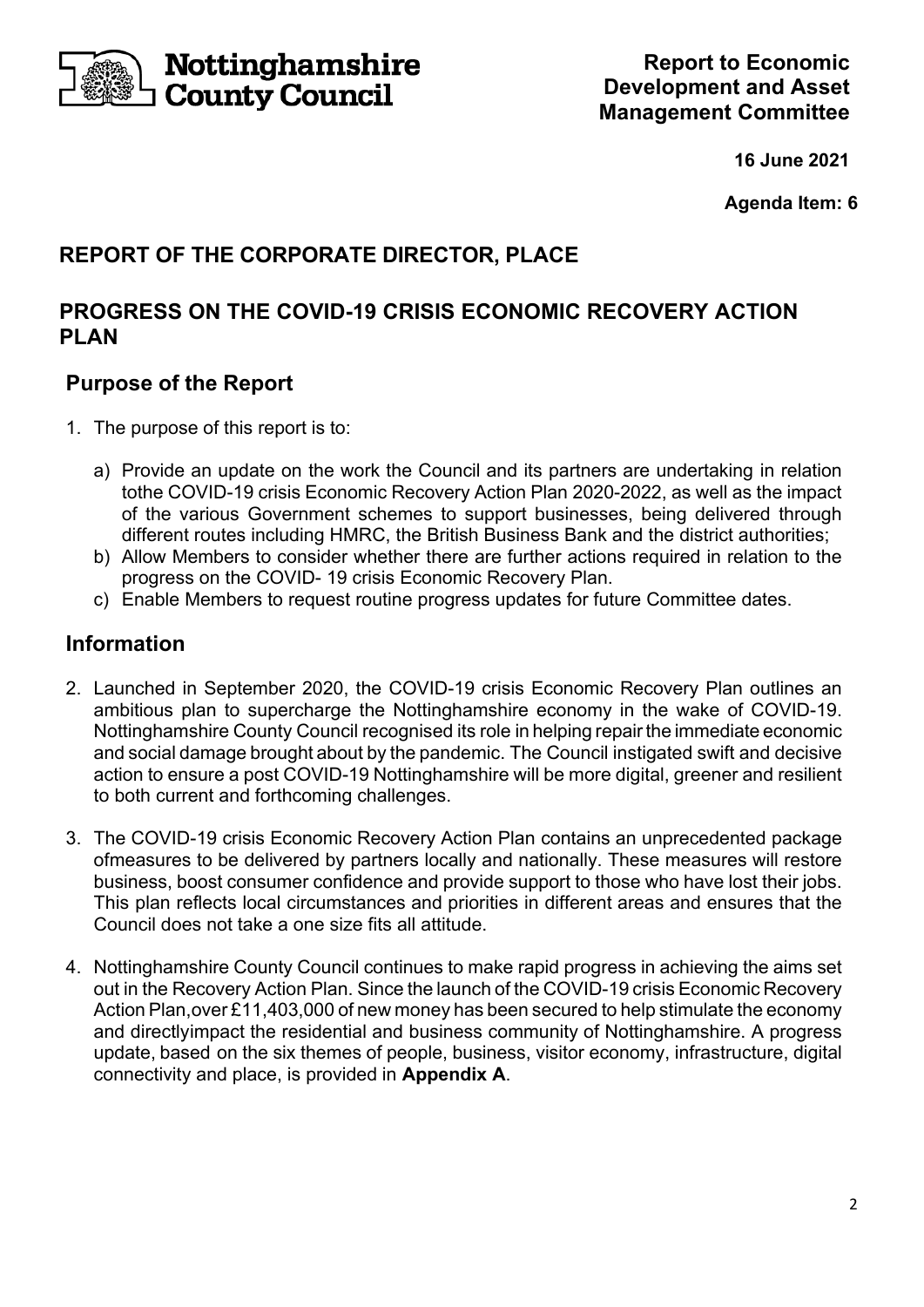**Nottinghamshire County Council**

**Report to Economic Development and Asset Management Committee**

**16 June 2021**

**Agenda Item: 6**

## REPORT OF THE CORPORATE DIRECTOR, PLACE

## PROGRESS ON THE COVID-19 CRISIS ECONOMIC RECOVERY ACTION PLAN

### Purpose of the Report

1. The purpose of this report is to:

   a) Provide an update on the work the Council and its partners are undertaking in relation tothe COVID-19 crisis Economic Recovery Action Plan 2020-2022, as well as the impact of the various Government schemes to support businesses, being delivered through different routes including HMRC, the British Business Bank and the district authorities;
   
   b) Allow Members to consider whether there are further actions required in relation to the progress on the COVID- 19 crisis Economic Recovery Plan.
   
   c) Enable Members to request routine progress updates for future Committee dates.

### Information

2. Launched in September 2020, the COVID-19 crisis Economic Recovery Plan outlines an ambitious plan to supercharge the Nottinghamshire economy in the wake of COVID-19. Nottinghamshire County Council recognised its role in helping repair the immediate economic and social damage brought about by the pandemic. The Council instigated swift and decisive action to ensure a post COVID-19 Nottinghamshire will be more digital, greener and resilient to both current and forthcoming challenges.

3. The COVID-19 crisis Economic Recovery Action Plan contains an unprecedented package ofmeasures to be delivered by partners locally and nationally. These measures will restore business, boost consumer confidence and provide support to those who have lost their jobs. This plan reflects local circumstances and priorities in different areas and ensures that the Council does not take a one size fits all attitude.

4. Nottinghamshire County Council continues to make rapid progress in achieving the aims set out in the Recovery Action Plan. Since the launch of the COVID-19 crisis Economic Recovery Action Plan,over £11,403,000 of new money has been secured to help stimulate the economy and directlyimpact the residential and business community of Nottinghamshire. A progress update, based on the six themes of people, business, visitor economy, infrastructure, digital connectivity and place, is provided in **Appendix A**.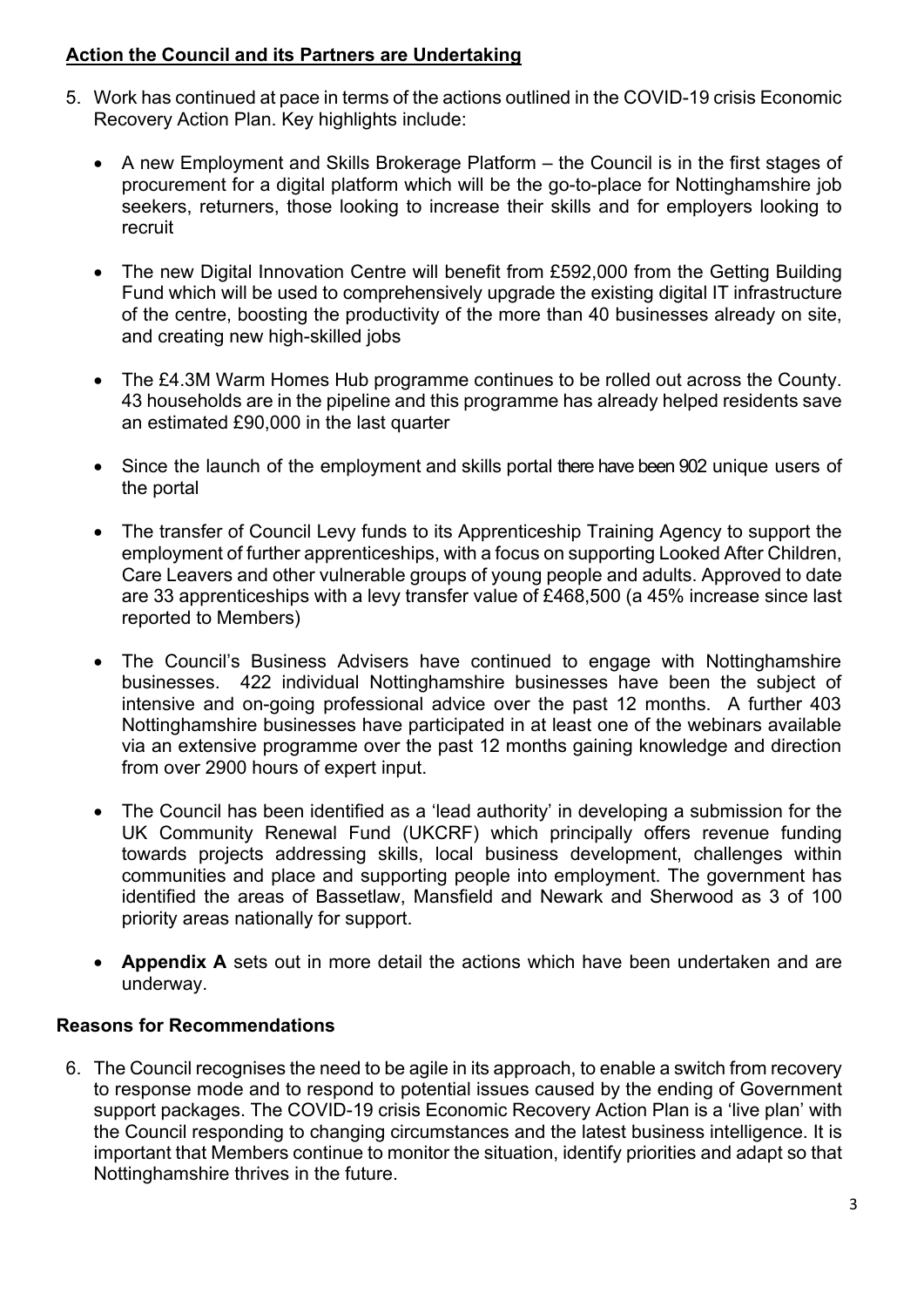## Action the Council and its Partners are Undertaking

5. Work has continued at pace in terms of the actions outlined in the COVID-19 crisis Economic Recovery Action Plan. Key highlights include:

   - A new Employment and Skills Brokerage Platform – the Council is in the first stages of procurement for a digital platform which will be the go-to-place for Nottinghamshire job seekers, returners, those looking to increase their skills and for employers looking to recruit

   - The new Digital Innovation Centre will benefit from £592,000 from the Getting Building Fund which will be used to comprehensively upgrade the existing digital IT infrastructure of the centre, boosting the productivity of the more than 40 businesses already on site, and creating new high-skilled jobs

   - The £4.3M Warm Homes Hub programme continues to be rolled out across the County. 43 households are in the pipeline and this programme has already helped residents save an estimated £90,000 in the last quarter

   - Since the launch of the employment and skills portal there have been 902 unique users of the portal

   - The transfer of Council Levy funds to its Apprenticeship Training Agency to support the employment of further apprenticeships, with a focus on supporting Looked After Children, Care Leavers and other vulnerable groups of young people and adults. Approved to date are 33 apprenticeships with a levy transfer value of £468,500 (a 45% increase since last reported to Members)

   - The Council's Business Advisers have continued to engage with Nottinghamshire businesses. 422 individual Nottinghamshire businesses have been the subject of intensive and on-going professional advice over the past 12 months. A further 403 Nottinghamshire businesses have participated in at least one of the webinars available via an extensive programme over the past 12 months gaining knowledge and direction from over 2900 hours of expert input.

   - The Council has been identified as a 'lead authority' in developing a submission for the UK Community Renewal Fund (UKCRF) which principally offers revenue funding towards projects addressing skills, local business development, challenges within communities and place and supporting people into employment. The government has identified the areas of Bassetlaw, Mansfield and Newark and Sherwood as 3 of 100 priority areas nationally for support.

   - **Appendix A** sets out in more detail the actions which have been undertaken and are underway.

## Reasons for Recommendations

6. The Council recognises the need to be agile in its approach, to enable a switch from recovery to response mode and to respond to potential issues caused by the ending of Government support packages. The COVID-19 crisis Economic Recovery Action Plan is a 'live plan' with the Council responding to changing circumstances and the latest business intelligence. It is important that Members continue to monitor the situation, identify priorities and adapt so that Nottinghamshire thrives in the future.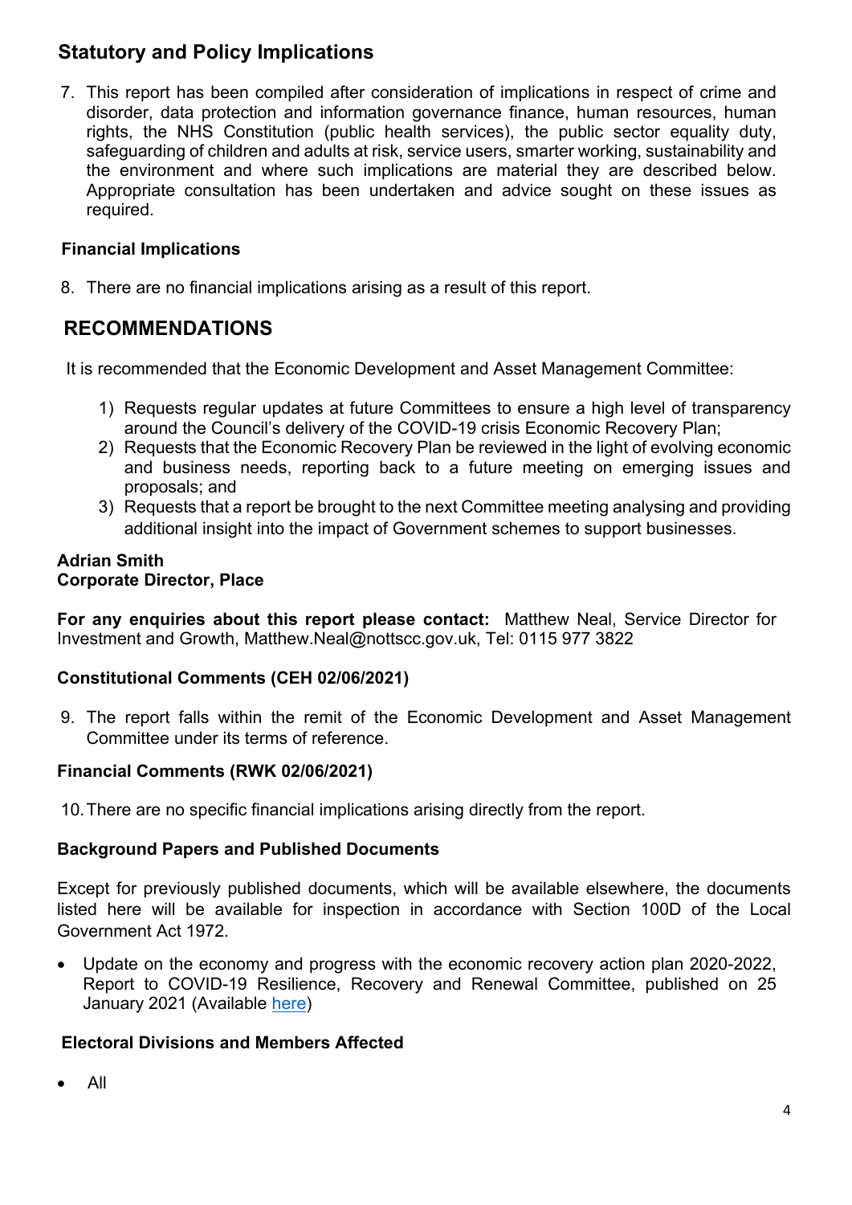## Statutory and Policy Implications

7. This report has been compiled after consideration of implications in respect of crime and disorder, data protection and information governance finance, human resources, human rights, the NHS Constitution (public health services), the public sector equality duty, safeguarding of children and adults at risk, service users, smarter working, sustainability and the environment and where such implications are material they are described below. Appropriate consultation has been undertaken and advice sought on these issues as required.

### Financial Implications

8. There are no financial implications arising as a result of this report.

## RECOMMENDATIONS

It is recommended that the Economic Development and Asset Management Committee:

1) Requests regular updates at future Committees to ensure a high level of transparency around the Council's delivery of the COVID-19 crisis Economic Recovery Plan;
2) Requests that the Economic Recovery Plan be reviewed in the light of evolving economic and business needs, reporting back to a future meeting on emerging issues and proposals; and
3) Requests that a report be brought to the next Committee meeting analysing and providing additional insight into the impact of Government schemes to support businesses.

**Adrian Smith**
**Corporate Director, Place**

**For any enquiries about this report please contact:** Matthew Neal, Service Director for Investment and Growth, Matthew.Neal@nottscc.gov.uk, Tel: 0115 977 3822

### Constitutional Comments (CEH 02/06/2021)

9. The report falls within the remit of the Economic Development and Asset Management Committee under its terms of reference.

### Financial Comments (RWK 02/06/2021)

10. There are no specific financial implications arising directly from the report.

### Background Papers and Published Documents

Except for previously published documents, which will be available elsewhere, the documents listed here will be available for inspection in accordance with Section 100D of the Local Government Act 1972.

- Update on the economy and progress with the economic recovery action plan 2020-2022, Report to COVID-19 Resilience, Recovery and Renewal Committee, published on 25 January 2021 (Available here)

### Electoral Divisions and Members Affected

- All